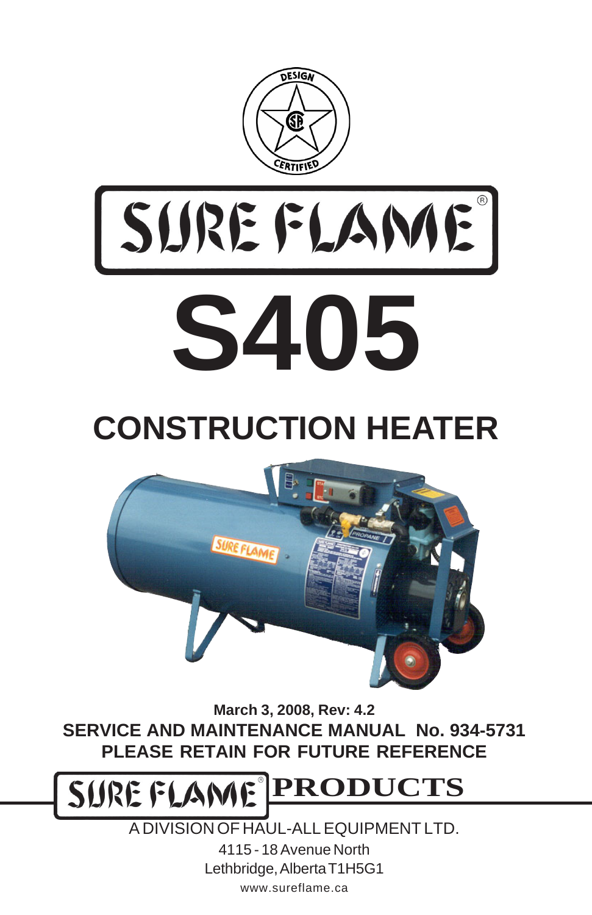DESIGN CERTIFIED

# SURE FLAME®

# S405

## CONSTRUCTION HEATER

**March 3, 2008, Rev: 4.2**

**SERVICE AND MAINTENANCE MANUAL No. 934-5731**

**PLEASE RETAIN FOR FUTURE REFERENCE**

**SURE FLAME® PRODUCTS**

A DIVISION OF HAUL-ALL EQUIPMENT LTD.

4115 - 18 Avenue North

Lethbridge, Alberta T1H5G1

www.sureflame.ca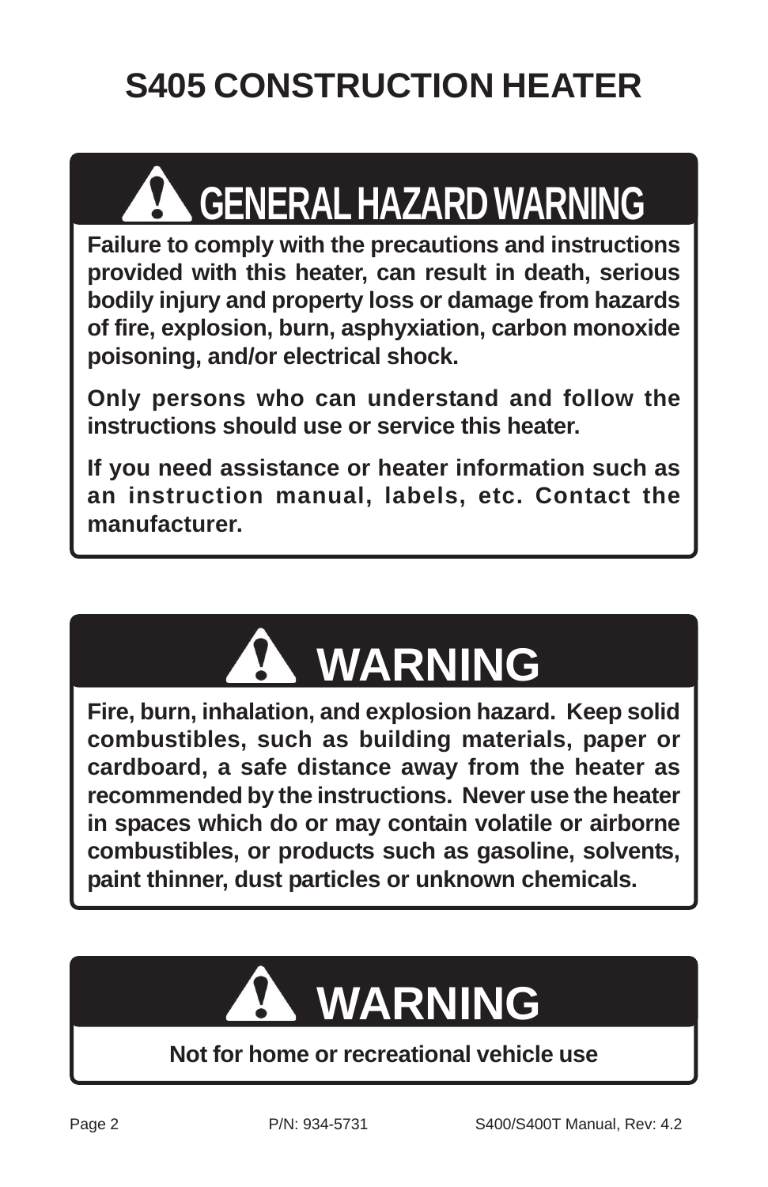# S405 CONSTRUCTION HEATER

## ⚠ GENERAL HAZARD WARNING

**Failure to comply with the precautions and instructions provided with this heater, can result in death, serious bodily injury and property loss or damage from hazards of fire, explosion, burn, asphyxiation, carbon monoxide poisoning, and/or electrical shock.**

**Only persons who can understand and follow the instructions should use or service this heater.**

**If you need assistance or heater information such as an instruction manual, labels, etc. Contact the manufacturer.**

## ⚠ WARNING

**Fire, burn, inhalation, and explosion hazard. Keep solid combustibles, such as building materials, paper or cardboard, a safe distance away from the heater as recommended by the instructions. Never use the heater in spaces which do or may contain volatile or airborne combustibles, or products such as gasoline, solvents, paint thinner, dust particles or unknown chemicals.**

## ⚠ WARNING

**Not for home or recreational vehicle use**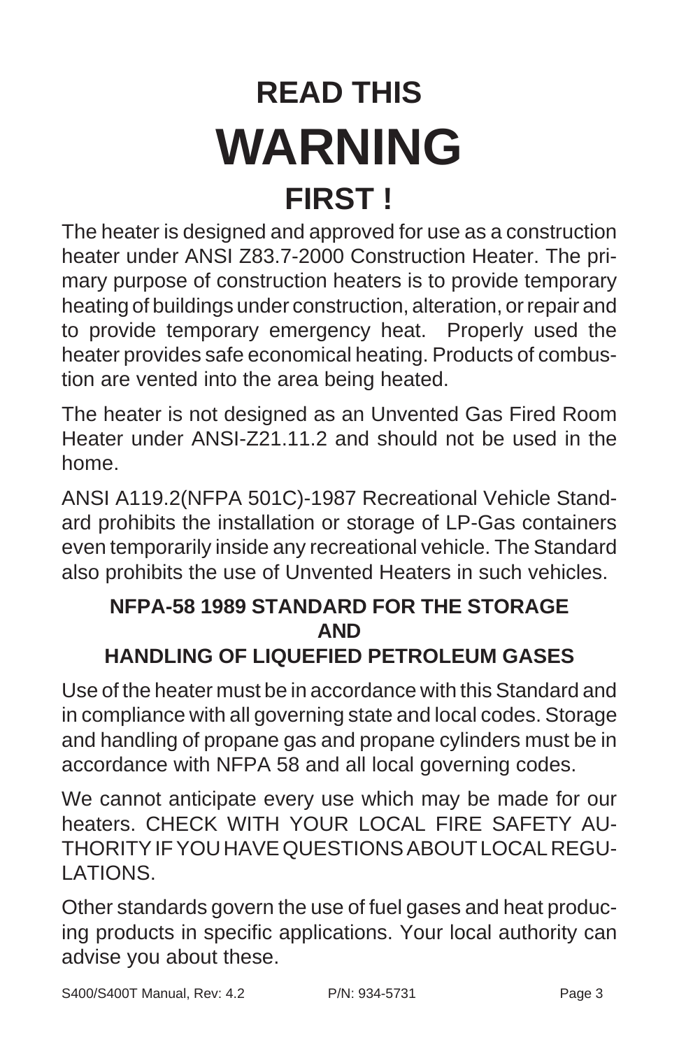# READ THIS
# WARNING
# FIRST !

The heater is designed and approved for use as a construction heater under ANSI Z83.7-2000 Construction Heater. The primary purpose of construction heaters is to provide temporary heating of buildings under construction, alteration, or repair and to provide temporary emergency heat. Properly used the heater provides safe economical heating. Products of combustion are vented into the area being heated.

The heater is not designed as an Unvented Gas Fired Room Heater under ANSI-Z21.11.2 and should not be used in the home.

ANSI A119.2(NFPA 501C)-1987 Recreational Vehicle Standard prohibits the installation or storage of LP-Gas containers even temporarily inside any recreational vehicle. The Standard also prohibits the use of Unvented Heaters in such vehicles.

## NFPA-58 1989 STANDARD FOR THE STORAGE AND HANDLING OF LIQUEFIED PETROLEUM GASES

Use of the heater must be in accordance with this Standard and in compliance with all governing state and local codes. Storage and handling of propane gas and propane cylinders must be in accordance with NFPA 58 and all local governing codes.

We cannot anticipate every use which may be made for our heaters. CHECK WITH YOUR LOCAL FIRE SAFETY AUTHORITY IF YOU HAVE QUESTIONS ABOUT LOCAL REGULATIONS.

Other standards govern the use of fuel gases and heat producing products in specific applications. Your local authority can advise you about these.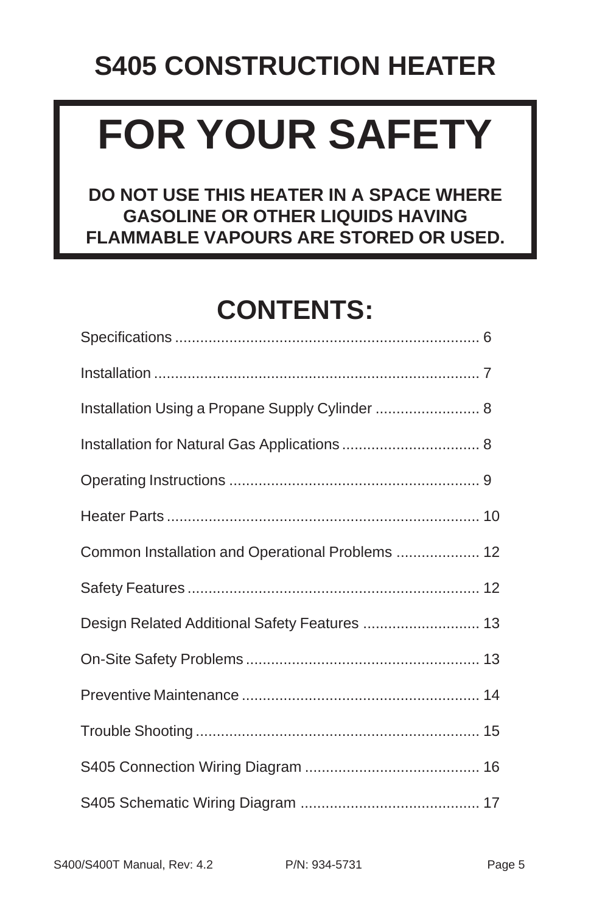# S405 CONSTRUCTION HEATER

## FOR YOUR SAFETY

**DO NOT USE THIS HEATER IN A SPACE WHERE GASOLINE OR OTHER LIQUIDS HAVING FLAMMABLE VAPOURS ARE STORED OR USED.**

## CONTENTS:

Specifications ........................................................................ 6

Installation ............................................................................. 7

Installation Using a Propane Supply Cylinder ......................... 8

Installation for Natural Gas Applications ................................. 8

Operating Instructions ............................................................ 9

Heater Parts ........................................................................... 10

Common Installation and Operational Problems .................... 12

Safety Features ...................................................................... 12

Design Related Additional Safety Features ............................ 13

On-Site Safety Problems ........................................................ 13

Preventive Maintenance ......................................................... 14

Trouble Shooting .................................................................... 15

S405 Connection Wiring Diagram .......................................... 16

S405 Schematic Wiring Diagram ........................................... 17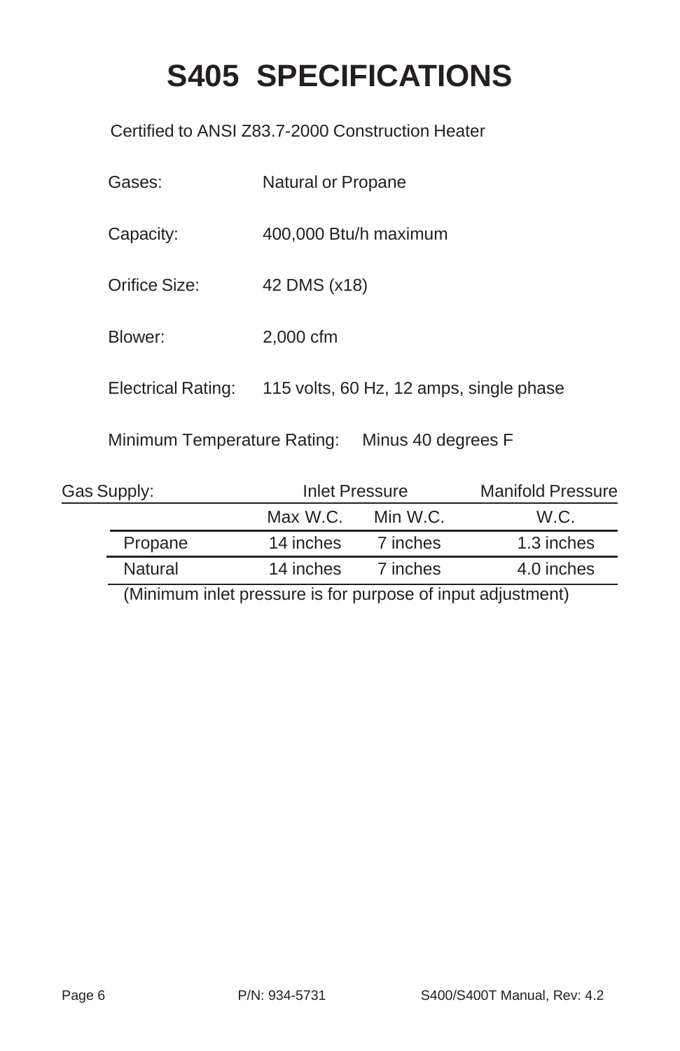# S405 SPECIFICATIONS

Certified to ANSI Z83.7-2000 Construction Heater

Gases: Natural or Propane

Capacity: 400,000 Btu/h maximum

Orifice Size: 42 DMS (x18)

Blower: 2,000 cfm

Electrical Rating: 115 volts, 60 Hz, 12 amps, single phase

Minimum Temperature Rating: Minus 40 degrees F

| Gas Supply: | Inlet Pressure | | Manifold Pressure |
|---|---|---|---|
| | Max W.C. | Min W.C. | W.C. |
| Propane | 14 inches | 7 inches | 1.3 inches |
| Natural | 14 inches | 7 inches | 4.0 inches |

(Minimum inlet pressure is for purpose of input adjustment)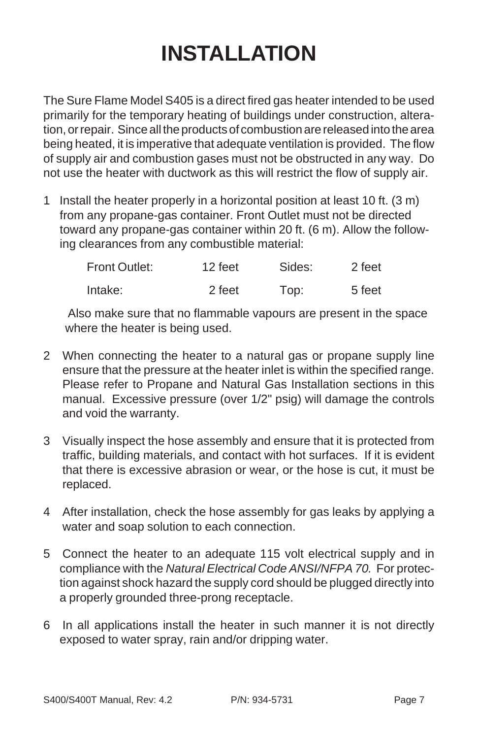# INSTALLATION

The Sure Flame Model S405 is a direct fired gas heater intended to be used primarily for the temporary heating of buildings under construction, alteration, or repair. Since all the products of combustion are released into the area being heated, it is imperative that adequate ventilation is provided. The flow of supply air and combustion gases must not be obstructed in any way. Do not use the heater with ductwork as this will restrict the flow of supply air.

1 Install the heater properly in a horizontal position at least 10 ft. (3 m) from any propane-gas container. Front Outlet must not be directed toward any propane-gas container within 20 ft. (6 m). Allow the following clearances from any combustible material:

| | | | |
|---|---|---|---|
| Front Outlet: | 12 feet | Sides: | 2 feet |
| Intake: | 2 feet | Top: | 5 feet |

Also make sure that no flammable vapours are present in the space where the heater is being used.

2 When connecting the heater to a natural gas or propane supply line ensure that the pressure at the heater inlet is within the specified range. Please refer to Propane and Natural Gas Installation sections in this manual. Excessive pressure (over 1/2" psig) will damage the controls and void the warranty.

3 Visually inspect the hose assembly and ensure that it is protected from traffic, building materials, and contact with hot surfaces. If it is evident that there is excessive abrasion or wear, or the hose is cut, it must be replaced.

4 After installation, check the hose assembly for gas leaks by applying a water and soap solution to each connection.

5 Connect the heater to an adequate 115 volt electrical supply and in compliance with the *Natural Electrical Code ANSI/NFPA 70.* For protection against shock hazard the supply cord should be plugged directly into a properly grounded three-prong receptacle.

6 In all applications install the heater in such manner it is not directly exposed to water spray, rain and/or dripping water.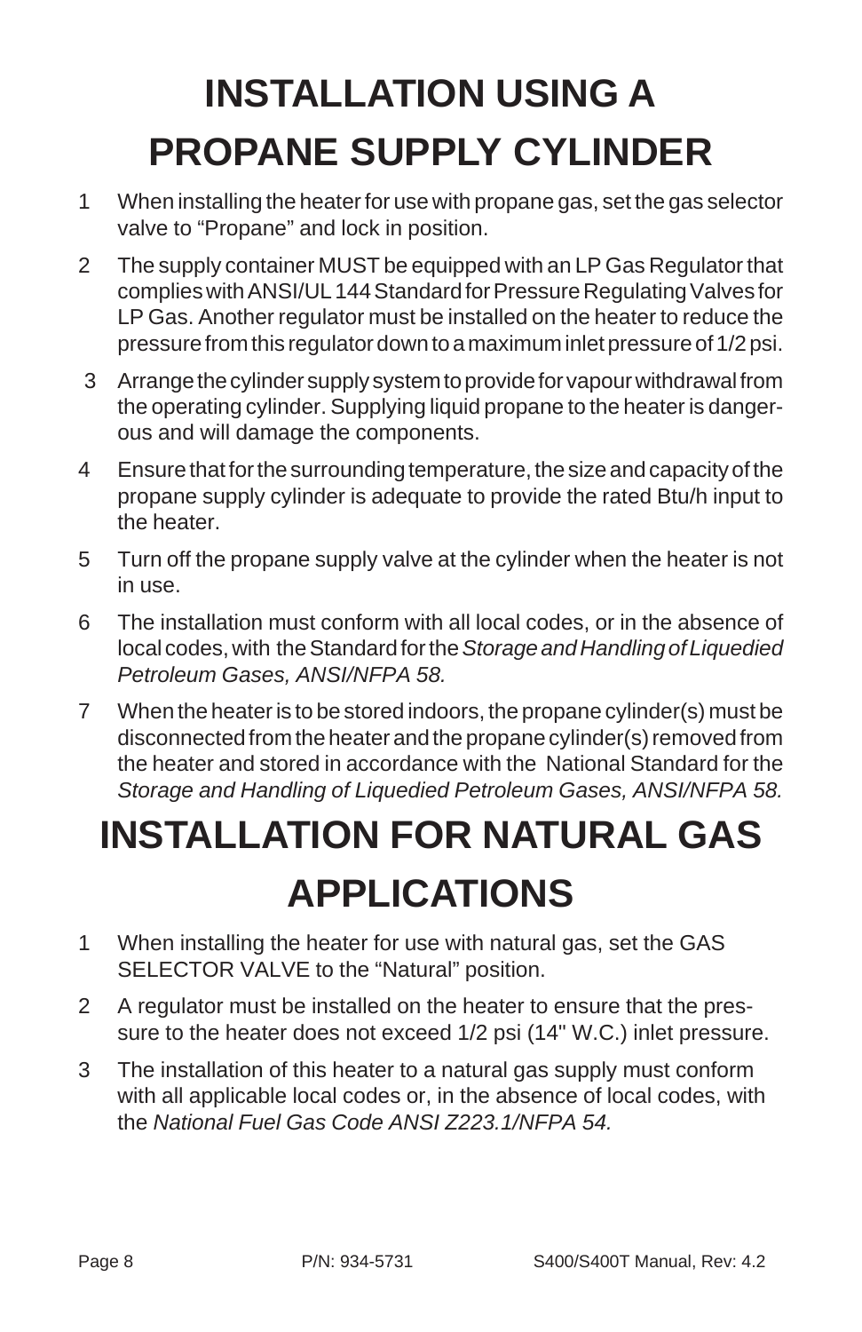# INSTALLATION USING A PROPANE SUPPLY CYLINDER

1. When installing the heater for use with propane gas, set the gas selector valve to "Propane" and lock in position.
2. The supply container MUST be equipped with an LP Gas Regulator that complies with ANSI/UL 144 Standard for Pressure Regulating Valves for LP Gas. Another regulator must be installed on the heater to reduce the pressure from this regulator down to a maximum inlet pressure of 1/2 psi.
3. Arrange the cylinder supply system to provide for vapour withdrawal from the operating cylinder. Supplying liquid propane to the heater is dangerous and will damage the components.
4. Ensure that for the surrounding temperature, the size and capacity of the propane supply cylinder is adequate to provide the rated Btu/h input to the heater.
5. Turn off the propane supply valve at the cylinder when the heater is not in use.
6. The installation must conform with all local codes, or in the absence of local codes, with the Standard for the *Storage and Handling of Liquedied Petroleum Gases, ANSI/NFPA 58.*
7. When the heater is to be stored indoors, the propane cylinder(s) must be disconnected from the heater and the propane cylinder(s) removed from the heater and stored in accordance with the National Standard for the *Storage and Handling of Liquedied Petroleum Gases, ANSI/NFPA 58.*

# INSTALLATION FOR NATURAL GAS APPLICATIONS

1. When installing the heater for use with natural gas, set the GAS SELECTOR VALVE to the "Natural" position.
2. A regulator must be installed on the heater to ensure that the pressure to the heater does not exceed 1/2 psi (14" W.C.) inlet pressure.
3. The installation of this heater to a natural gas supply must conform with all applicable local codes or, in the absence of local codes, with the *National Fuel Gas Code ANSI Z223.1/NFPA 54.*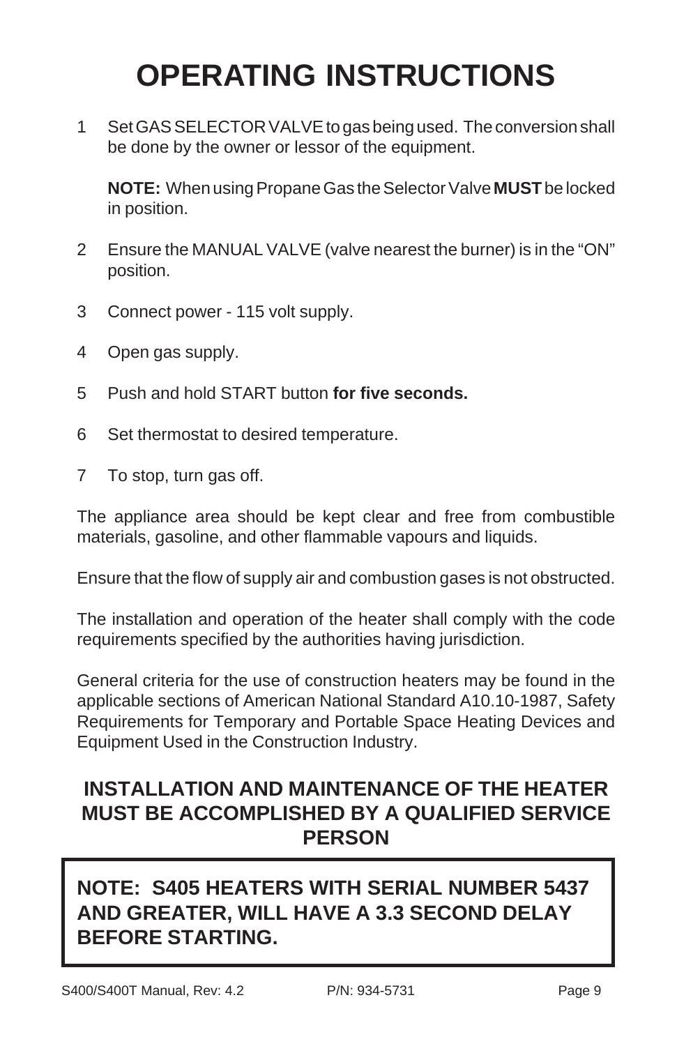# OPERATING INSTRUCTIONS

1. Set GAS SELECTOR VALVE to gas being used. The conversion shall be done by the owner or lessor of the equipment.

   **NOTE:** When using Propane Gas the Selector Valve **MUST** be locked in position.

2. Ensure the MANUAL VALVE (valve nearest the burner) is in the "ON" position.
3. Connect power - 115 volt supply.
4. Open gas supply.
5. Push and hold START button **for five seconds.**
6. Set thermostat to desired temperature.
7. To stop, turn gas off.

The appliance area should be kept clear and free from combustible materials, gasoline, and other flammable vapours and liquids.

Ensure that the flow of supply air and combustion gases is not obstructed.

The installation and operation of the heater shall comply with the code requirements specified by the authorities having jurisdiction.

General criteria for the use of construction heaters may be found in the applicable sections of American National Standard A10.10-1987, Safety Requirements for Temporary and Portable Space Heating Devices and Equipment Used in the Construction Industry.

**INSTALLATION AND MAINTENANCE OF THE HEATER MUST BE ACCOMPLISHED BY A QUALIFIED SERVICE PERSON**

**NOTE: S405 HEATERS WITH SERIAL NUMBER 5437 AND GREATER, WILL HAVE A 3.3 SECOND DELAY BEFORE STARTING.**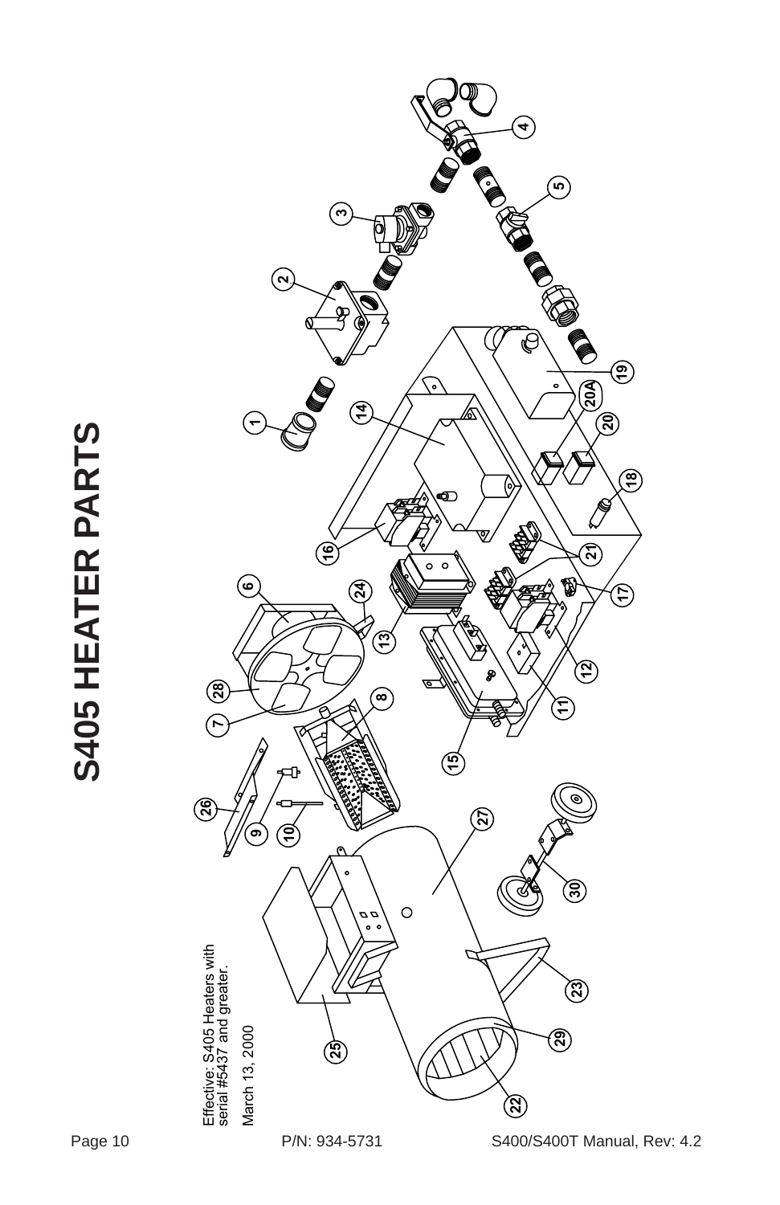# S405 HEATER PARTS

Effective: S405 Heaters with serial #5437 and greater.

March 13, 2000

1 2 3 4 5 6 7 8 9 10 11 12 13 14 15 16 17 18 19 20 20A 21 22 23 24 25 26 27 28 29 30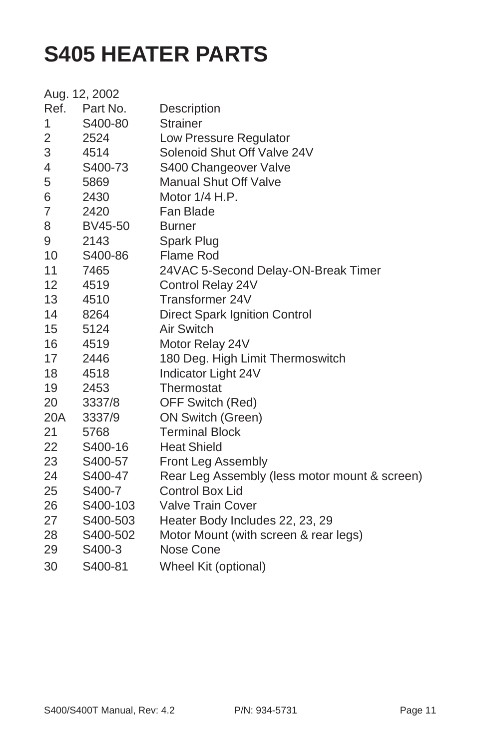# S405 HEATER PARTS

Aug. 12, 2002

| Ref. | Part No. | Description |
|---|---|---|
| 1 | S400-80 | Strainer |
| 2 | 2524 | Low Pressure Regulator |
| 3 | 4514 | Solenoid Shut Off Valve 24V |
| 4 | S400-73 | S400 Changeover Valve |
| 5 | 5869 | Manual Shut Off Valve |
| 6 | 2430 | Motor 1/4 H.P. |
| 7 | 2420 | Fan Blade |
| 8 | BV45-50 | Burner |
| 9 | 2143 | Spark Plug |
| 10 | S400-86 | Flame Rod |
| 11 | 7465 | 24VAC 5-Second Delay-ON-Break Timer |
| 12 | 4519 | Control Relay 24V |
| 13 | 4510 | Transformer 24V |
| 14 | 8264 | Direct Spark Ignition Control |
| 15 | 5124 | Air Switch |
| 16 | 4519 | Motor Relay 24V |
| 17 | 2446 | 180 Deg. High Limit Thermoswitch |
| 18 | 4518 | Indicator Light 24V |
| 19 | 2453 | Thermostat |
| 20 | 3337/8 | OFF Switch (Red) |
| 20A | 3337/9 | ON Switch (Green) |
| 21 | 5768 | Terminal Block |
| 22 | S400-16 | Heat Shield |
| 23 | S400-57 | Front Leg Assembly |
| 24 | S400-47 | Rear Leg Assembly (less motor mount & screen) |
| 25 | S400-7 | Control Box Lid |
| 26 | S400-103 | Valve Train Cover |
| 27 | S400-503 | Heater Body Includes 22, 23, 29 |
| 28 | S400-502 | Motor Mount (with screen & rear legs) |
| 29 | S400-3 | Nose Cone |
| 30 | S400-81 | Wheel Kit (optional) |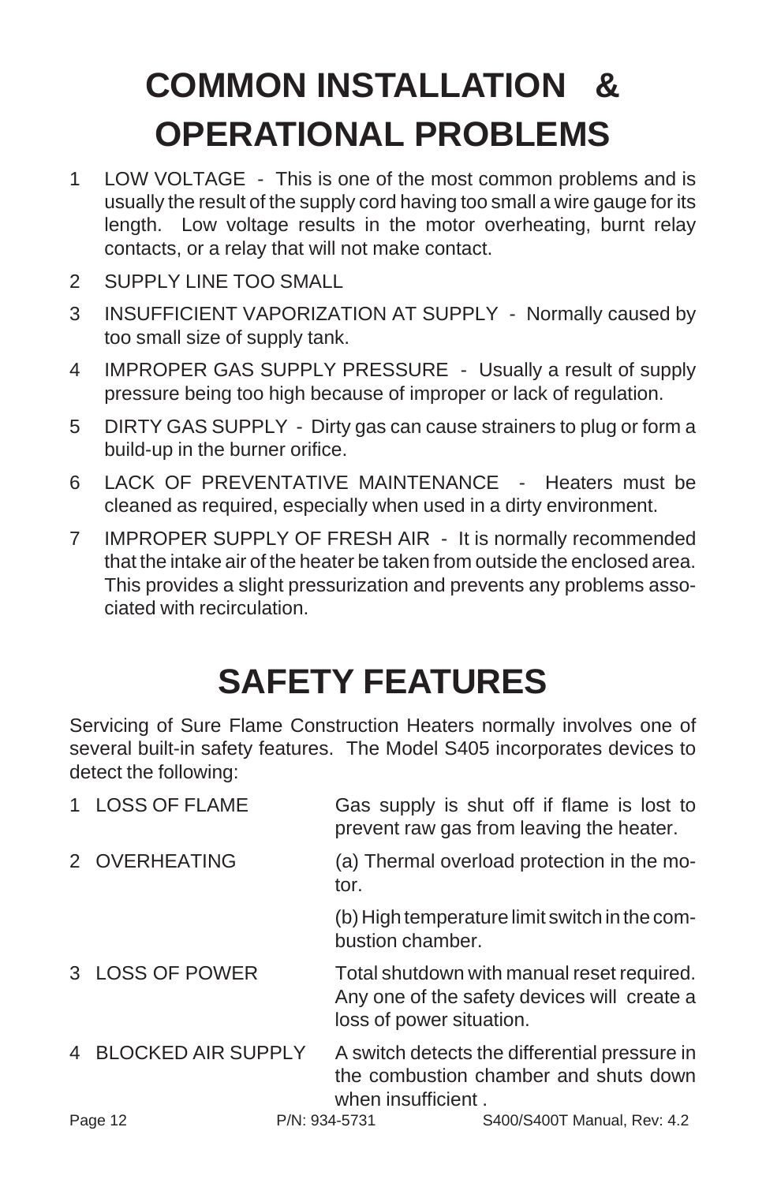# COMMON INSTALLATION & OPERATIONAL PROBLEMS

1. LOW VOLTAGE - This is one of the most common problems and is usually the result of the supply cord having too small a wire gauge for its length. Low voltage results in the motor overheating, burnt relay contacts, or a relay that will not make contact.
2. SUPPLY LINE TOO SMALL
3. INSUFFICIENT VAPORIZATION AT SUPPLY - Normally caused by too small size of supply tank.
4. IMPROPER GAS SUPPLY PRESSURE - Usually a result of supply pressure being too high because of improper or lack of regulation.
5. DIRTY GAS SUPPLY - Dirty gas can cause strainers to plug or form a build-up in the burner orifice.
6. LACK OF PREVENTATIVE MAINTENANCE - Heaters must be cleaned as required, especially when used in a dirty environment.
7. IMPROPER SUPPLY OF FRESH AIR - It is normally recommended that the intake air of the heater be taken from outside the enclosed area. This provides a slight pressurization and prevents any problems associated with recirculation.

# SAFETY FEATURES

Servicing of Sure Flame Construction Heaters normally involves one of several built-in safety features. The Model S405 incorporates devices to detect the following:

| | |
|---|---|
| 1 LOSS OF FLAME | Gas supply is shut off if flame is lost to prevent raw gas from leaving the heater. |
| 2 OVERHEATING | (a) Thermal overload protection in the motor. |
| | (b) High temperature limit switch in the combustion chamber. |
| 3 LOSS OF POWER | Total shutdown with manual reset required. Any one of the safety devices will create a loss of power situation. |
| 4 BLOCKED AIR SUPPLY | A switch detects the differential pressure in the combustion chamber and shuts down when insufficient . |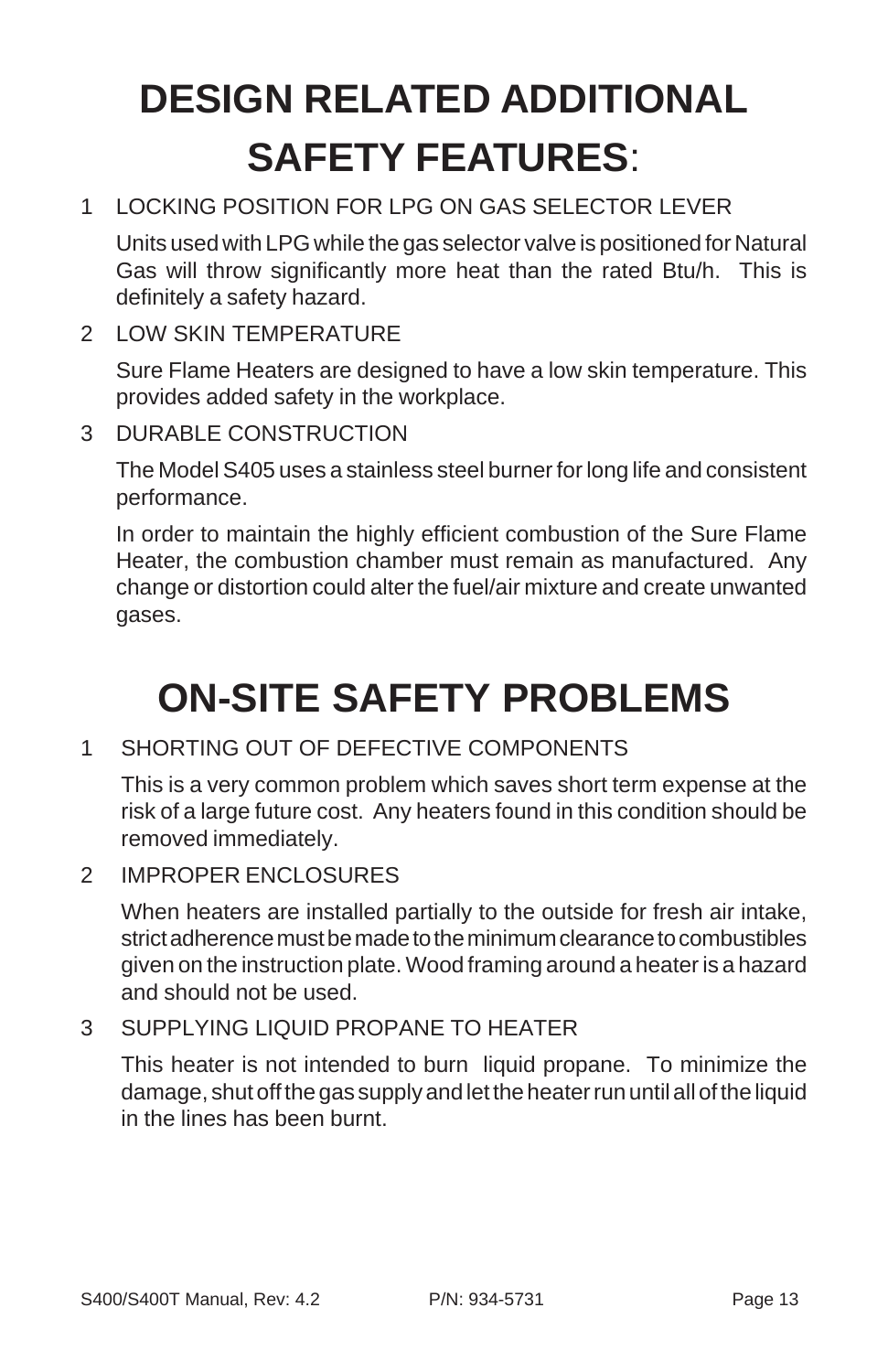# DESIGN RELATED ADDITIONAL SAFETY FEATURES:

1 LOCKING POSITION FOR LPG ON GAS SELECTOR LEVER

   Units used with LPG while the gas selector valve is positioned for Natural Gas will throw significantly more heat than the rated Btu/h. This is definitely a safety hazard.

2 LOW SKIN TEMPERATURE

   Sure Flame Heaters are designed to have a low skin temperature. This provides added safety in the workplace.

3 DURABLE CONSTRUCTION

   The Model S405 uses a stainless steel burner for long life and consistent performance.

   In order to maintain the highly efficient combustion of the Sure Flame Heater, the combustion chamber must remain as manufactured. Any change or distortion could alter the fuel/air mixture and create unwanted gases.

# ON-SITE SAFETY PROBLEMS

1 SHORTING OUT OF DEFECTIVE COMPONENTS

   This is a very common problem which saves short term expense at the risk of a large future cost. Any heaters found in this condition should be removed immediately.

2 IMPROPER ENCLOSURES

   When heaters are installed partially to the outside for fresh air intake, strict adherence must be made to the minimum clearance to combustibles given on the instruction plate. Wood framing around a heater is a hazard and should not be used.

3 SUPPLYING LIQUID PROPANE TO HEATER

   This heater is not intended to burn liquid propane. To minimize the damage, shut off the gas supply and let the heater run until all of the liquid in the lines has been burnt.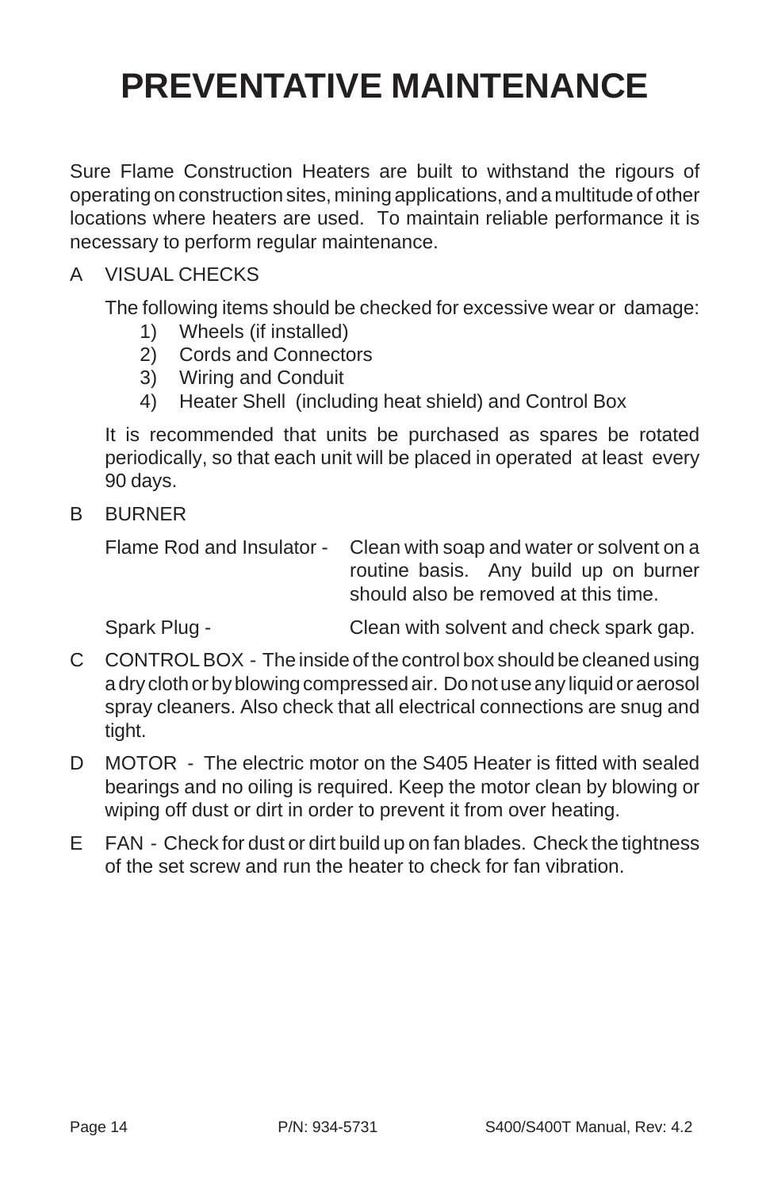# PREVENTATIVE MAINTENANCE

Sure Flame Construction Heaters are built to withstand the rigours of operating on construction sites, mining applications, and a multitude of other locations where heaters are used. To maintain reliable performance it is necessary to perform regular maintenance.

A VISUAL CHECKS

The following items should be checked for excessive wear or damage:

1) Wheels (if installed)
2) Cords and Connectors
3) Wiring and Conduit
4) Heater Shell (including heat shield) and Control Box

It is recommended that units be purchased as spares be rotated periodically, so that each unit will be placed in operated at least every 90 days.

B BURNER

Flame Rod and Insulator - Clean with soap and water or solvent on a routine basis. Any build up on burner should also be removed at this time.

Spark Plug - Clean with solvent and check spark gap.

C CONTROL BOX - The inside of the control box should be cleaned using a dry cloth or by blowing compressed air. Do not use any liquid or aerosol spray cleaners. Also check that all electrical connections are snug and tight.

D MOTOR - The electric motor on the S405 Heater is fitted with sealed bearings and no oiling is required. Keep the motor clean by blowing or wiping off dust or dirt in order to prevent it from over heating.

E FAN - Check for dust or dirt build up on fan blades. Check the tightness of the set screw and run the heater to check for fan vibration.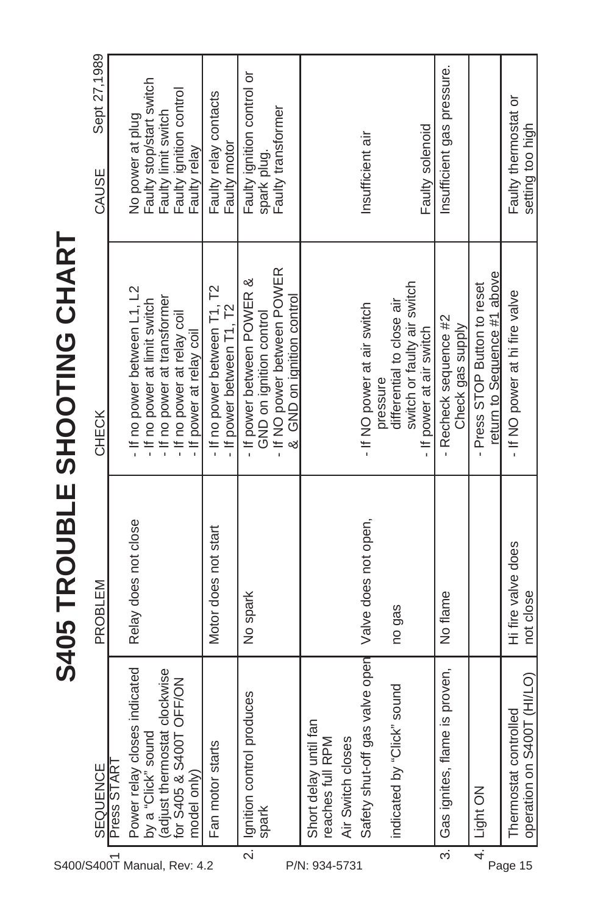# S405 TROUBLE SHOOTING CHART

Sept 27,1989

| | SEQUENCE | PROBLEM | CHECK | CAUSE |
|---|---|---|---|---|
| 1 | Press START<br>Power relay closes indicated by a "Click" sound (adjust thermostat clockwise for S405 & S400T OFF/ON model only) | Relay does not close | - If no power between L1, L2<br>- If no power at limit switch<br>- If no power at transformer<br>- If no power at relay coil<br>- If power at relay coil | No power at plug<br>Faulty stop/start switch<br>Faulty limit switch<br>Faulty ignition control<br>Faulty relay |
| | Fan motor starts | Motor does not start | - If no power between T1, T2<br>- If power between T1, T2 | Faulty relay contacts<br>Faulty motor |
| 2. | Ignition control produces spark | No spark | - If power between POWER & GND on ignition control<br>- If NO power between POWER & GND on ignition control | Faulty ignition control or spark plug.<br>Faulty transformer |
| | Short delay until fan reaches full RPM<br>Air Switch closes<br>Safety shut-off gas valve open indicated by "Click" sound | Valve does not open, no gas | - If NO power at air switch pressure differential to close air switch or faulty air switch<br>- If power at air switch | Insufficient air<br><br>Faulty solenoid |
| 3. | Gas ignites, flame is proven, | No flame | - Recheck sequence #2 Check gas supply | Insufficient gas pressure. |
| 4. | Light ON | | - Press STOP Button to reset return to Sequence #1 above | |
| | Thermostat controlled operation on S400T (HI/LO) | Hi fire valve does not close | - If NO power at hi fire valve | Faulty thermostat or setting too high |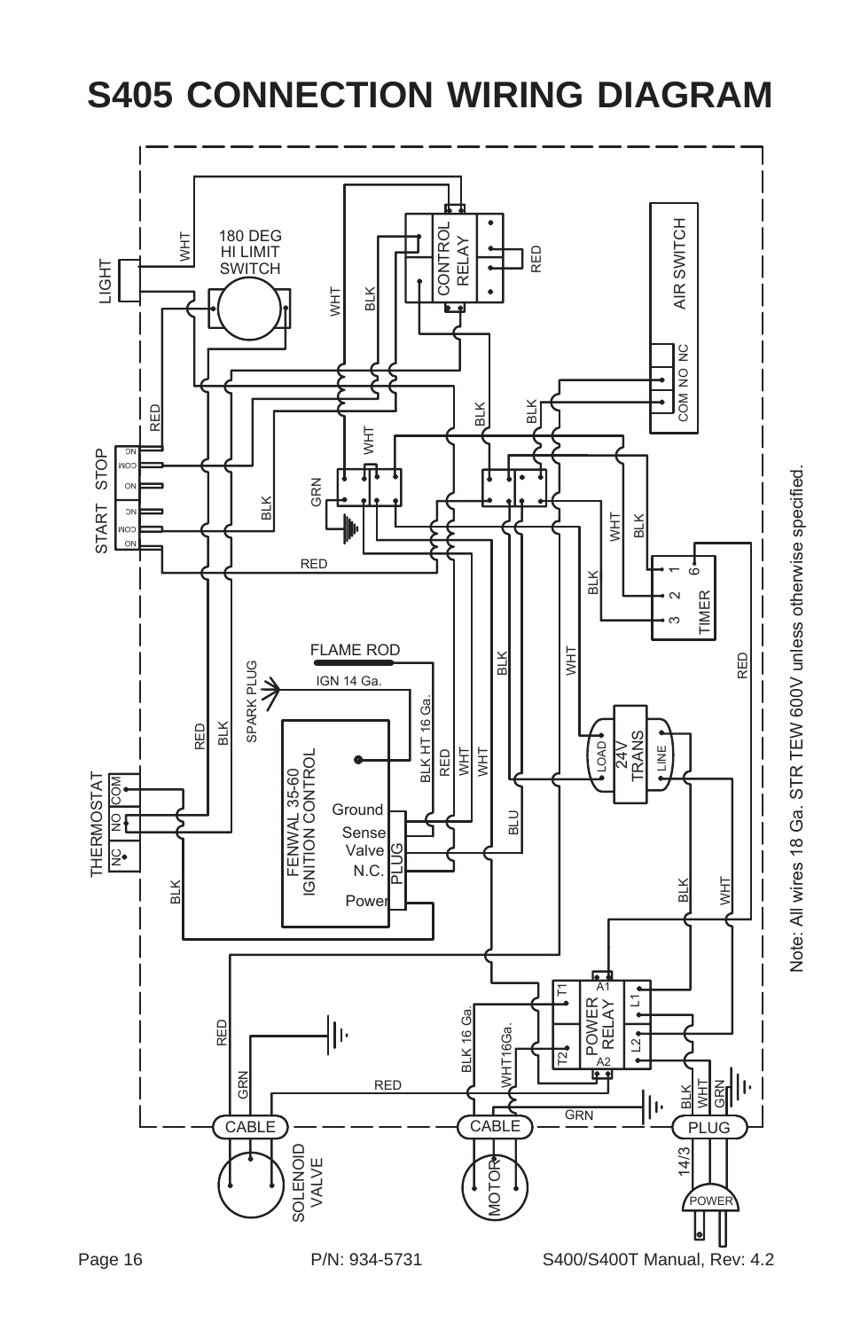# S405 CONNECTION WIRING DIAGRAM

LIGHT

WHT

180 DEG HI LIMIT SWITCH

WHT

BLK

CONTROL RELAY

RED

AIR SWITCH

COM NO NC

RED

START STOP

NO COM NC NO COM NC

BLK

GRN

WHT

BLK

BLK

WHT

BLK

RED

BLK

1 2 3 6

TIMER

FLAME ROD

SPARK PLUG

IGN 14 Ga.

BLK

WHT

RED

RED

BLK

BLK HT 16 Ga.

RED

WHT

24V TRANS

LOAD

LINE

THERMOSTAT

NC NO COM

FENWAL 35-60 IGNITION CONTROL

Ground

Sense

Valve

N.C.

Power

PLUG

BLU

BLK

BLK

WHT

RED

GRN

BLK 16 Ga.

WHT16Ga.

T1 T2

POWER RELAY

A1 A2

L1 L2

RED

GRN

BLK WHT GRN

CABLE

CABLE

PLUG

SOLENOID VALVE

MOTOR

14/3

POWER

Note: All wires 18 Ga. STR TEW 600V unless otherwise specified.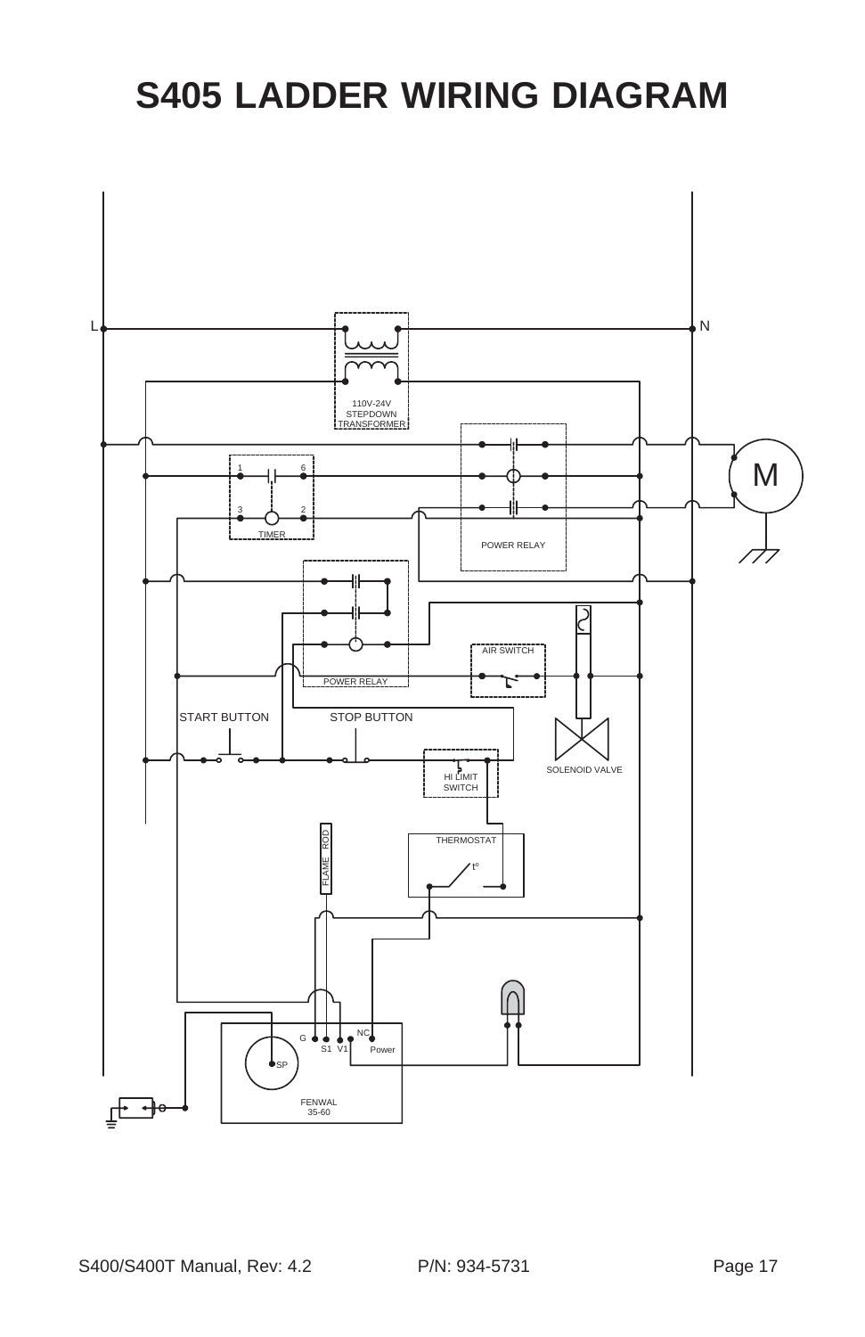# S405 LADDER WIRING DIAGRAM

L

N

110V-24V
STEPDOWN
TRANSFORMER

M

1

6

3

2

TIMER

POWER RELAY

POWER RELAY

AIR SWITCH

START BUTTON

STOP BUTTON

SOLENOID VALVE

HI LIMIT
SWITCH

FLAME ROD

THERMOSTAT

t°

G

S1

V1

NC

Power

SP

FENWAL
35-60